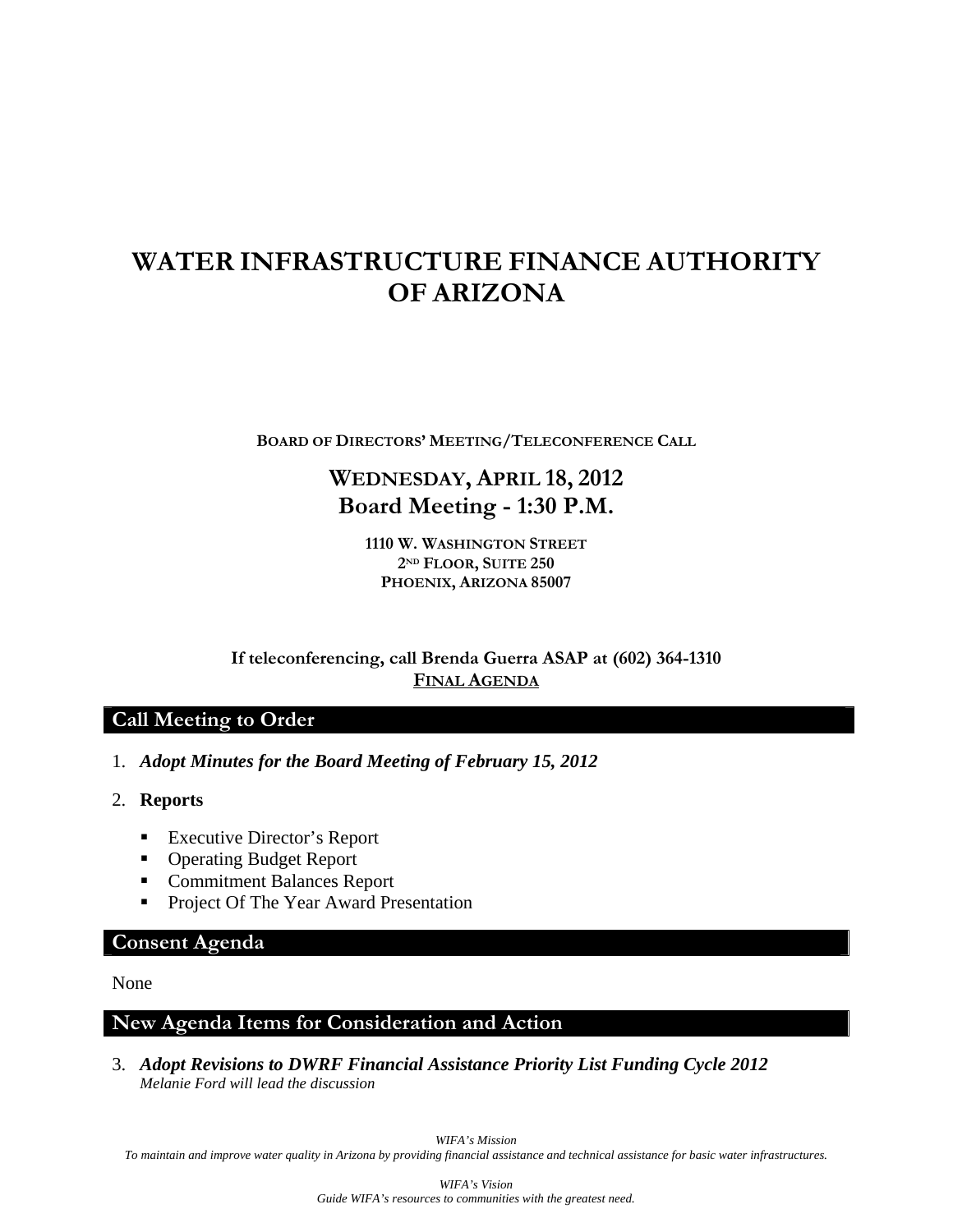# WATER INFRASTRUCTURE FINANCE AUTHORITY OF ARIZONA

**BOARD OF DIRECTORS' MEETING/TELECONFERENCE CALL**

## WEDNESDAY, APRIL 18, 2012
## Board Meeting - 1:30 P.M.

**1110 W. WASHINGTON STREET**
**2ND FLOOR, SUITE 250**
**PHOENIX, ARIZONA 85007**

**If teleconferencing, call Brenda Guerra ASAP at (602) 364-1310**
**FINAL AGENDA**

## Call Meeting to Order

1. ***Adopt Minutes for the Board Meeting of February 15, 2012***

2. **Reports**

   - Executive Director's Report
   - Operating Budget Report
   - Commitment Balances Report
   - Project Of The Year Award Presentation

## Consent Agenda

None

## New Agenda Items for Consideration and Action

3. ***Adopt Revisions to DWRF Financial Assistance Priority List Funding Cycle 2012***
   *Melanie Ford will lead the discussion*

*WIFA's Mission*
*To maintain and improve water quality in Arizona by providing financial assistance and technical assistance for basic water infrastructures.*

*WIFA's Vision*
*Guide WIFA's resources to communities with the greatest need.*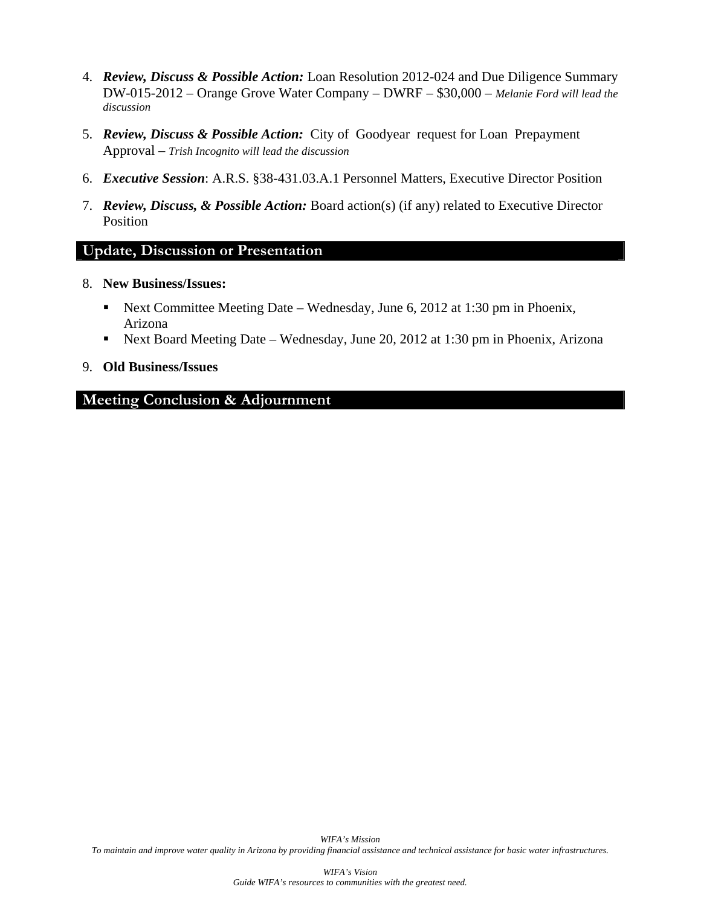4. ***Review, Discuss & Possible Action:*** Loan Resolution 2012-024 and Due Diligence Summary DW-015-2012 – Orange Grove Water Company – DWRF – $30,000 – *Melanie Ford will lead the discussion*

5. ***Review, Discuss & Possible Action:*** City of Goodyear request for Loan Prepayment Approval – *Trish Incognito will lead the discussion*

6. ***Executive Session***: A.R.S. §38-431.03.A.1 Personnel Matters, Executive Director Position

7. ***Review, Discuss, & Possible Action:*** Board action(s) (if any) related to Executive Director Position

## Update, Discussion or Presentation

8. **New Business/Issues:**
   - Next Committee Meeting Date – Wednesday, June 6, 2012 at 1:30 pm in Phoenix, Arizona
   - Next Board Meeting Date – Wednesday, June 20, 2012 at 1:30 pm in Phoenix, Arizona

9. **Old Business/Issues**

## Meeting Conclusion & Adjournment

*WIFA's Mission*
*To maintain and improve water quality in Arizona by providing financial assistance and technical assistance for basic water infrastructures.*

*WIFA's Vision*
*Guide WIFA's resources to communities with the greatest need.*